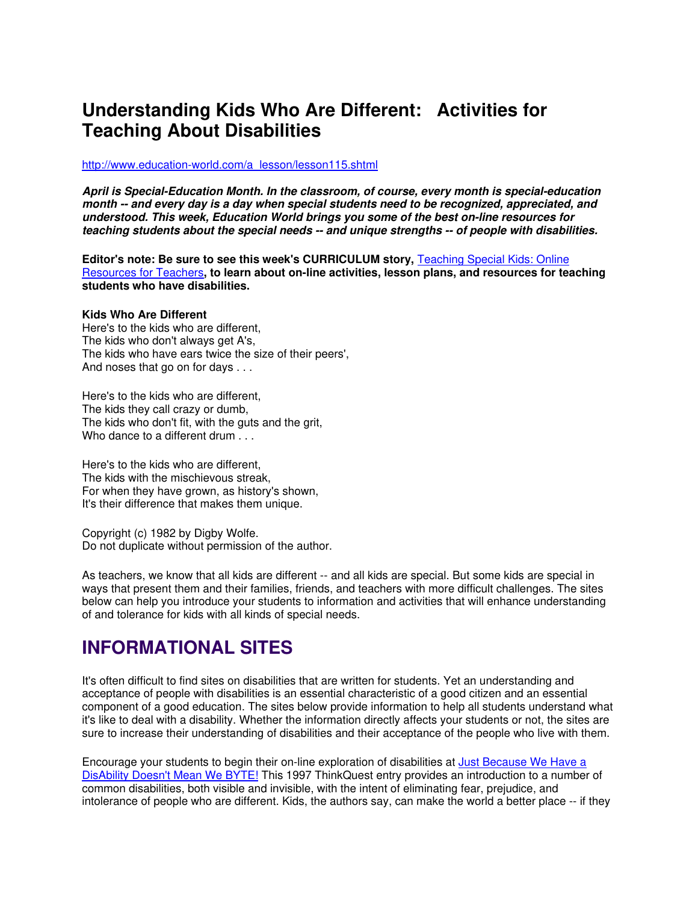# Understanding Kids Who Are Different: Activities for Teaching About Disabilities

http://www.education-world.com/a_lesson/lesson115.shtml

***April is Special-Education Month. In the classroom, of course, every month is special-education month -- and every day is a day when special students need to be recognized, appreciated, and understood. This week, Education World brings you some of the best on-line resources for teaching students about the special needs -- and unique strengths -- of people with disabilities.***

**Editor's note: Be sure to see this week's CURRICULUM story, Teaching Special Kids: Online Resources for Teachers, to learn about on-line activities, lesson plans, and resources for teaching students who have disabilities.**

**Kids Who Are Different**
Here's to the kids who are different,
The kids who don't always get A's,
The kids who have ears twice the size of their peers',
And noses that go on for days . . .

Here's to the kids who are different,
The kids they call crazy or dumb,
The kids who don't fit, with the guts and the grit,
Who dance to a different drum . . .

Here's to the kids who are different,
The kids with the mischievous streak,
For when they have grown, as history's shown,
It's their difference that makes them unique.

Copyright (c) 1982 by Digby Wolfe.
Do not duplicate without permission of the author.

As teachers, we know that all kids are different -- and all kids are special. But some kids are special in ways that present them and their families, friends, and teachers with more difficult challenges. The sites below can help you introduce your students to information and activities that will enhance understanding of and tolerance for kids with all kinds of special needs.

## INFORMATIONAL SITES

It's often difficult to find sites on disabilities that are written for students. Yet an understanding and acceptance of people with disabilities is an essential characteristic of a good citizen and an essential component of a good education. The sites below provide information to help all students understand what it's like to deal with a disability. Whether the information directly affects your students or not, the sites are sure to increase their understanding of disabilities and their acceptance of the people who live with them.

Encourage your students to begin their on-line exploration of disabilities at Just Because We Have a DisAbility Doesn't Mean We BYTE! This 1997 ThinkQuest entry provides an introduction to a number of common disabilities, both visible and invisible, with the intent of eliminating fear, prejudice, and intolerance of people who are different. Kids, the authors say, can make the world a better place -- if they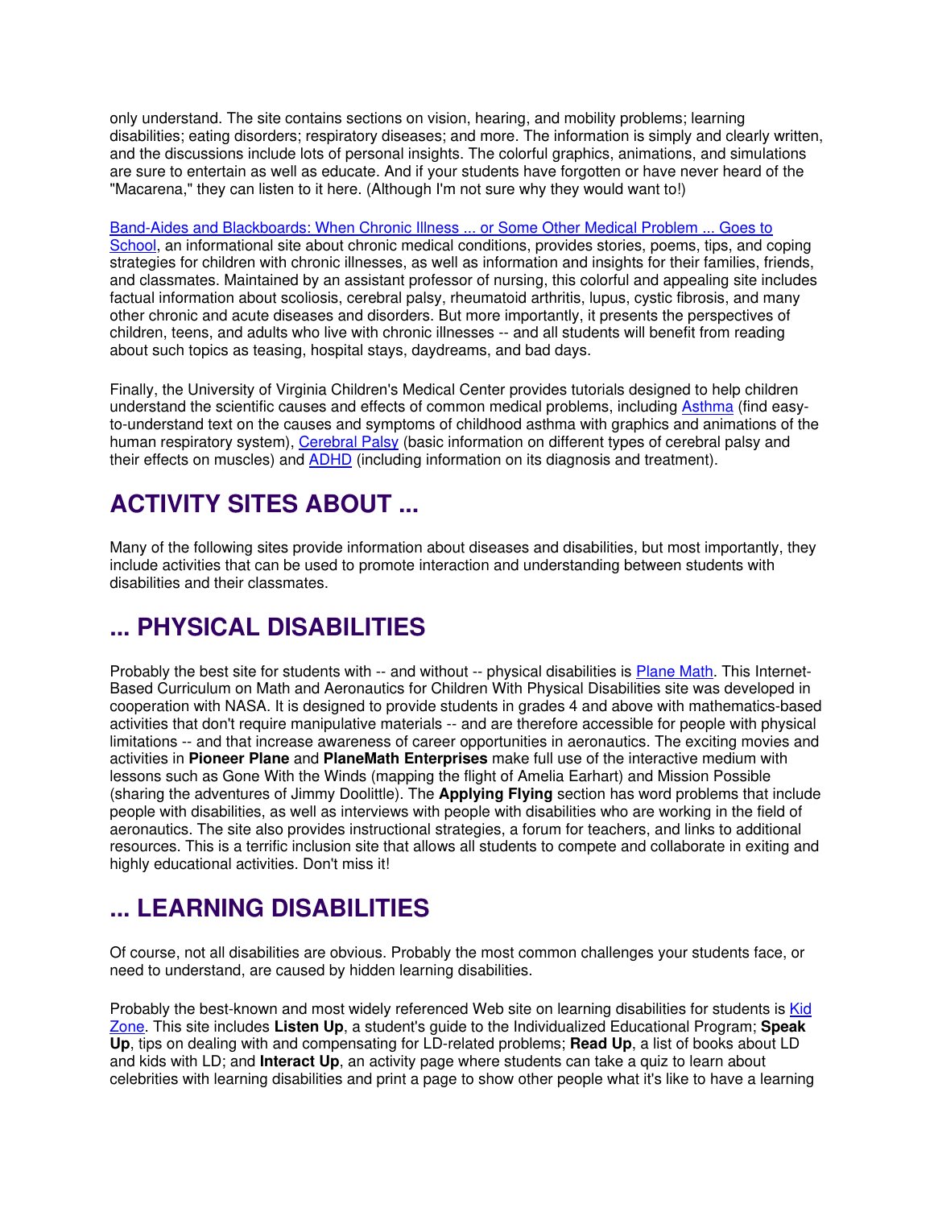only understand. The site contains sections on vision, hearing, and mobility problems; learning disabilities; eating disorders; respiratory diseases; and more. The information is simply and clearly written, and the discussions include lots of personal insights. The colorful graphics, animations, and simulations are sure to entertain as well as educate. And if your students have forgotten or have never heard of the "Macarena," they can listen to it here. (Although I'm not sure why they would want to!)

Band-Aides and Blackboards: When Chronic Illness ... or Some Other Medical Problem ... Goes to School, an informational site about chronic medical conditions, provides stories, poems, tips, and coping strategies for children with chronic illnesses, as well as information and insights for their families, friends, and classmates. Maintained by an assistant professor of nursing, this colorful and appealing site includes factual information about scoliosis, cerebral palsy, rheumatoid arthritis, lupus, cystic fibrosis, and many other chronic and acute diseases and disorders. But more importantly, it presents the perspectives of children, teens, and adults who live with chronic illnesses -- and all students will benefit from reading about such topics as teasing, hospital stays, daydreams, and bad days.

Finally, the University of Virginia Children's Medical Center provides tutorials designed to help children understand the scientific causes and effects of common medical problems, including Asthma (find easy-to-understand text on the causes and symptoms of childhood asthma with graphics and animations of the human respiratory system), Cerebral Palsy (basic information on different types of cerebral palsy and their effects on muscles) and ADHD (including information on its diagnosis and treatment).

# ACTIVITY SITES ABOUT ...

Many of the following sites provide information about diseases and disabilities, but most importantly, they include activities that can be used to promote interaction and understanding between students with disabilities and their classmates.

# ... PHYSICAL DISABILITIES

Probably the best site for students with -- and without -- physical disabilities is Plane Math. This Internet-Based Curriculum on Math and Aeronautics for Children With Physical Disabilities site was developed in cooperation with NASA. It is designed to provide students in grades 4 and above with mathematics-based activities that don't require manipulative materials -- and are therefore accessible for people with physical limitations -- and that increase awareness of career opportunities in aeronautics. The exciting movies and activities in **Pioneer Plane** and **PlaneMath Enterprises** make full use of the interactive medium with lessons such as Gone With the Winds (mapping the flight of Amelia Earhart) and Mission Possible (sharing the adventures of Jimmy Doolittle). The **Applying Flying** section has word problems that include people with disabilities, as well as interviews with people with disabilities who are working in the field of aeronautics. The site also provides instructional strategies, a forum for teachers, and links to additional resources. This is a terrific inclusion site that allows all students to compete and collaborate in exiting and highly educational activities. Don't miss it!

# ... LEARNING DISABILITIES

Of course, not all disabilities are obvious. Probably the most common challenges your students face, or need to understand, are caused by hidden learning disabilities.

Probably the best-known and most widely referenced Web site on learning disabilities for students is Kid Zone. This site includes **Listen Up**, a student's guide to the Individualized Educational Program; **Speak Up**, tips on dealing with and compensating for LD-related problems; **Read Up**, a list of books about LD and kids with LD; and **Interact Up**, an activity page where students can take a quiz to learn about celebrities with learning disabilities and print a page to show other people what it's like to have a learning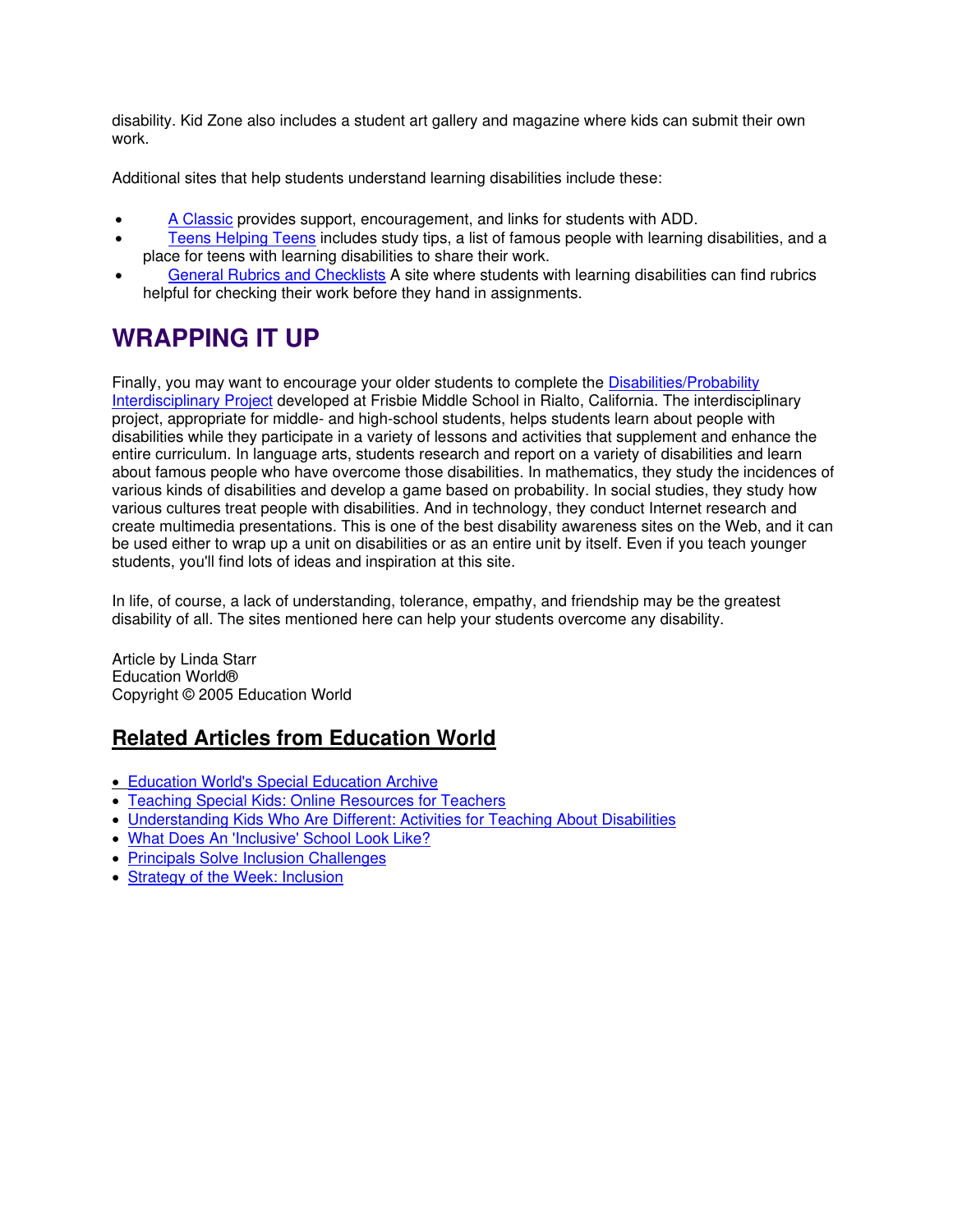disability. Kid Zone also includes a student art gallery and magazine where kids can submit their own work.

Additional sites that help students understand learning disabilities include these:

- A Classic provides support, encouragement, and links for students with ADD.
- Teens Helping Teens includes study tips, a list of famous people with learning disabilities, and a place for teens with learning disabilities to share their work.
- General Rubrics and Checklists A site where students with learning disabilities can find rubrics helpful for checking their work before they hand in assignments.

# WRAPPING IT UP

Finally, you may want to encourage your older students to complete the Disabilities/Probability Interdisciplinary Project developed at Frisbie Middle School in Rialto, California. The interdisciplinary project, appropriate for middle- and high-school students, helps students learn about people with disabilities while they participate in a variety of lessons and activities that supplement and enhance the entire curriculum. In language arts, students research and report on a variety of disabilities and learn about famous people who have overcome those disabilities. In mathematics, they study the incidences of various kinds of disabilities and develop a game based on probability. In social studies, they study how various cultures treat people with disabilities. And in technology, they conduct Internet research and create multimedia presentations. This is one of the best disability awareness sites on the Web, and it can be used either to wrap up a unit on disabilities or as an entire unit by itself. Even if you teach younger students, you'll find lots of ideas and inspiration at this site.

In life, of course, a lack of understanding, tolerance, empathy, and friendship may be the greatest disability of all. The sites mentioned here can help your students overcome any disability.

Article by Linda Starr
Education World®
Copyright © 2005 Education World

## Related Articles from Education World

- Education World's Special Education Archive
- Teaching Special Kids: Online Resources for Teachers
- Understanding Kids Who Are Different: Activities for Teaching About Disabilities
- What Does An 'Inclusive' School Look Like?
- Principals Solve Inclusion Challenges
- Strategy of the Week: Inclusion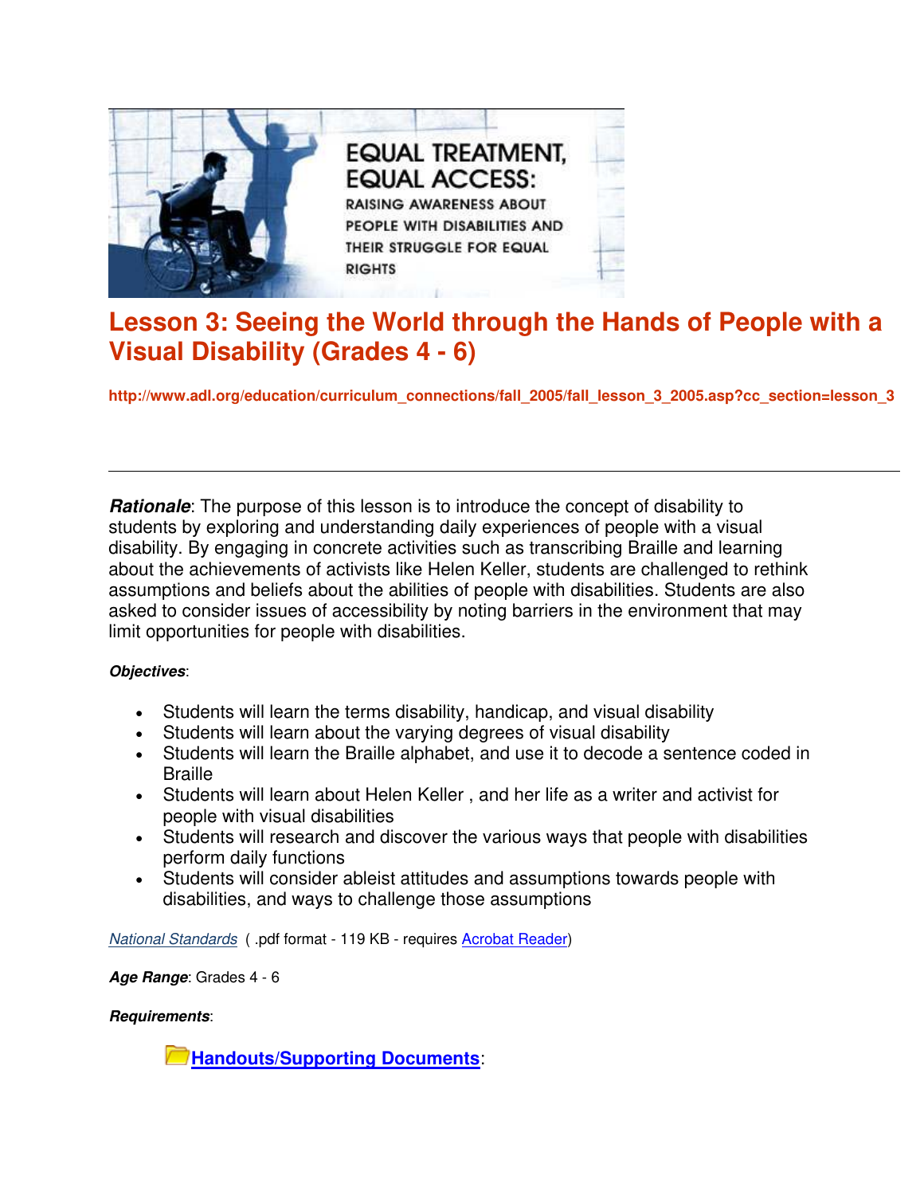EQUAL TREATMENT, EQUAL ACCESS: RAISING AWARENESS ABOUT PEOPLE WITH DISABILITIES AND THEIR STRUGGLE FOR EQUAL RIGHTS

# Lesson 3: Seeing the World through the Hands of People with a Visual Disability (Grades 4 - 6)

**http://www.adl.org/education/curriculum_connections/fall_2005/fall_lesson_3_2005.asp?cc_section=lesson_3**

---

***Rationale***: The purpose of this lesson is to introduce the concept of disability to students by exploring and understanding daily experiences of people with a visual disability. By engaging in concrete activities such as transcribing Braille and learning about the achievements of activists like Helen Keller, students are challenged to rethink assumptions and beliefs about the abilities of people with disabilities. Students are also asked to consider issues of accessibility by noting barriers in the environment that may limit opportunities for people with disabilities.

***Objectives***:

- Students will learn the terms disability, handicap, and visual disability
- Students will learn about the varying degrees of visual disability
- Students will learn the Braille alphabet, and use it to decode a sentence coded in Braille
- Students will learn about Helen Keller , and her life as a writer and activist for people with visual disabilities
- Students will research and discover the various ways that people with disabilities perform daily functions
- Students will consider ableist attitudes and assumptions towards people with disabilities, and ways to challenge those assumptions

*National Standards* ( .pdf format - 119 KB - requires Acrobat Reader)

***Age Range***: Grades 4 - 6

***Requirements***:

**Handouts/Supporting Documents**: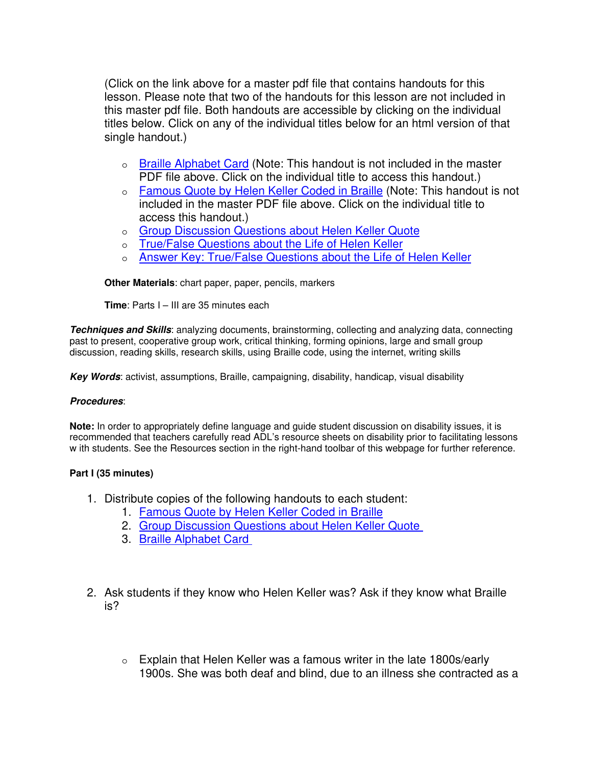(Click on the link above for a master pdf file that contains handouts for this lesson. Please note that two of the handouts for this lesson are not included in this master pdf file. Both handouts are accessible by clicking on the individual titles below. Click on any of the individual titles below for an html version of that single handout.)

- Braille Alphabet Card (Note: This handout is not included in the master PDF file above. Click on the individual title to access this handout.)
- Famous Quote by Helen Keller Coded in Braille (Note: This handout is not included in the master PDF file above. Click on the individual title to access this handout.)
- Group Discussion Questions about Helen Keller Quote
- True/False Questions about the Life of Helen Keller
- Answer Key: True/False Questions about the Life of Helen Keller

**Other Materials**: chart paper, paper, pencils, markers

**Time**: Parts I – III are 35 minutes each

***Techniques and Skills***: analyzing documents, brainstorming, collecting and analyzing data, connecting past to present, cooperative group work, critical thinking, forming opinions, large and small group discussion, reading skills, research skills, using Braille code, using the internet, writing skills

***Key Words***: activist, assumptions, Braille, campaigning, disability, handicap, visual disability

***Procedures***:

**Note:** In order to appropriately define language and guide student discussion on disability issues, it is recommended that teachers carefully read ADL's resource sheets on disability prior to facilitating lessons w ith students. See the Resources section in the right-hand toolbar of this webpage for further reference.

**Part I (35 minutes)**

1. Distribute copies of the following handouts to each student:
    1. Famous Quote by Helen Keller Coded in Braille
    2. Group Discussion Questions about Helen Keller Quote
    3. Braille Alphabet Card

2. Ask students if they know who Helen Keller was? Ask if they know what Braille is?

    - Explain that Helen Keller was a famous writer in the late 1800s/early 1900s. She was both deaf and blind, due to an illness she contracted as a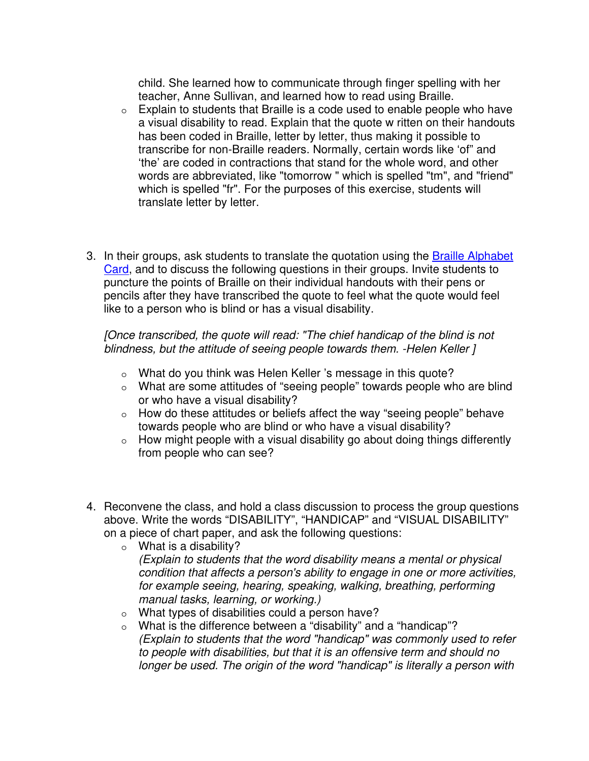child. She learned how to communicate through finger spelling with her teacher, Anne Sullivan, and learned how to read using Braille.

- Explain to students that Braille is a code used to enable people who have a visual disability to read. Explain that the quote written on their handouts has been coded in Braille, letter by letter, thus making it possible to transcribe for non-Braille readers. Normally, certain words like 'of' and 'the' are coded in contractions that stand for the whole word, and other words are abbreviated, like "tomorrow" which is spelled "tm", and "friend" which is spelled "fr". For the purposes of this exercise, students will translate letter by letter.

3. In their groups, ask students to translate the quotation using the Braille Alphabet Card, and to discuss the following questions in their groups. Invite students to puncture the points of Braille on their individual handouts with their pens or pencils after they have transcribed the quote to feel what the quote would feel like to a person who is blind or has a visual disability.

   *[Once transcribed, the quote will read: "The chief handicap of the blind is not blindness, but the attitude of seeing people towards them. -Helen Keller ]*

   - What do you think was Helen Keller's message in this quote?
   - What are some attitudes of "seeing people" towards people who are blind or who have a visual disability?
   - How do these attitudes or beliefs affect the way "seeing people" behave towards people who are blind or who have a visual disability?
   - How might people with a visual disability go about doing things differently from people who can see?

4. Reconvene the class, and hold a class discussion to process the group questions above. Write the words "DISABILITY", "HANDICAP" and "VISUAL DISABILITY" on a piece of chart paper, and ask the following questions:
   - What is a disability?
     *(Explain to students that the word disability means a mental or physical condition that affects a person's ability to engage in one or more activities, for example seeing, hearing, speaking, walking, breathing, performing manual tasks, learning, or working.)*
   - What types of disabilities could a person have?
   - What is the difference between a "disability" and a "handicap"?
     *(Explain to students that the word "handicap" was commonly used to refer to people with disabilities, but that it is an offensive term and should no longer be used. The origin of the word "handicap" is literally a person with*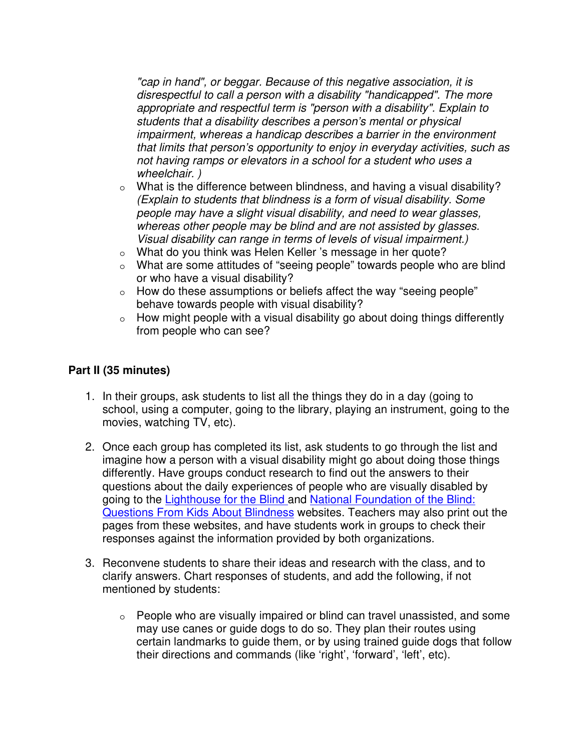*"cap in hand", or beggar. Because of this negative association, it is disrespectful to call a person with a disability "handicapped". The more appropriate and respectful term is "person with a disability". Explain to students that a disability describes a person's mental or physical impairment, whereas a handicap describes a barrier in the environment that limits that person's opportunity to enjoy in everyday activities, such as not having ramps or elevators in a school for a student who uses a wheelchair. )*

- What is the difference between blindness, and having a visual disability? *(Explain to students that blindness is a form of visual disability. Some people may have a slight visual disability, and need to wear glasses, whereas other people may be blind and are not assisted by glasses. Visual disability can range in terms of levels of visual impairment.)*
- What do you think was Helen Keller 's message in her quote?
- What are some attitudes of "seeing people" towards people who are blind or who have a visual disability?
- How do these assumptions or beliefs affect the way "seeing people" behave towards people with visual disability?
- How might people with a visual disability go about doing things differently from people who can see?

**Part II (35 minutes)**

1. In their groups, ask students to list all the things they do in a day (going to school, using a computer, going to the library, playing an instrument, going to the movies, watching TV, etc).

2. Once each group has completed its list, ask students to go through the list and imagine how a person with a visual disability might go about doing those things differently. Have groups conduct research to find out the answers to their questions about the daily experiences of people who are visually disabled by going to the Lighthouse for the Blind and National Foundation of the Blind: Questions From Kids About Blindness websites. Teachers may also print out the pages from these websites, and have students work in groups to check their responses against the information provided by both organizations.

3. Reconvene students to share their ideas and research with the class, and to clarify answers. Chart responses of students, and add the following, if not mentioned by students:

   - People who are visually impaired or blind can travel unassisted, and some may use canes or guide dogs to do so. They plan their routes using certain landmarks to guide them, or by using trained guide dogs that follow their directions and commands (like 'right', 'forward', 'left', etc).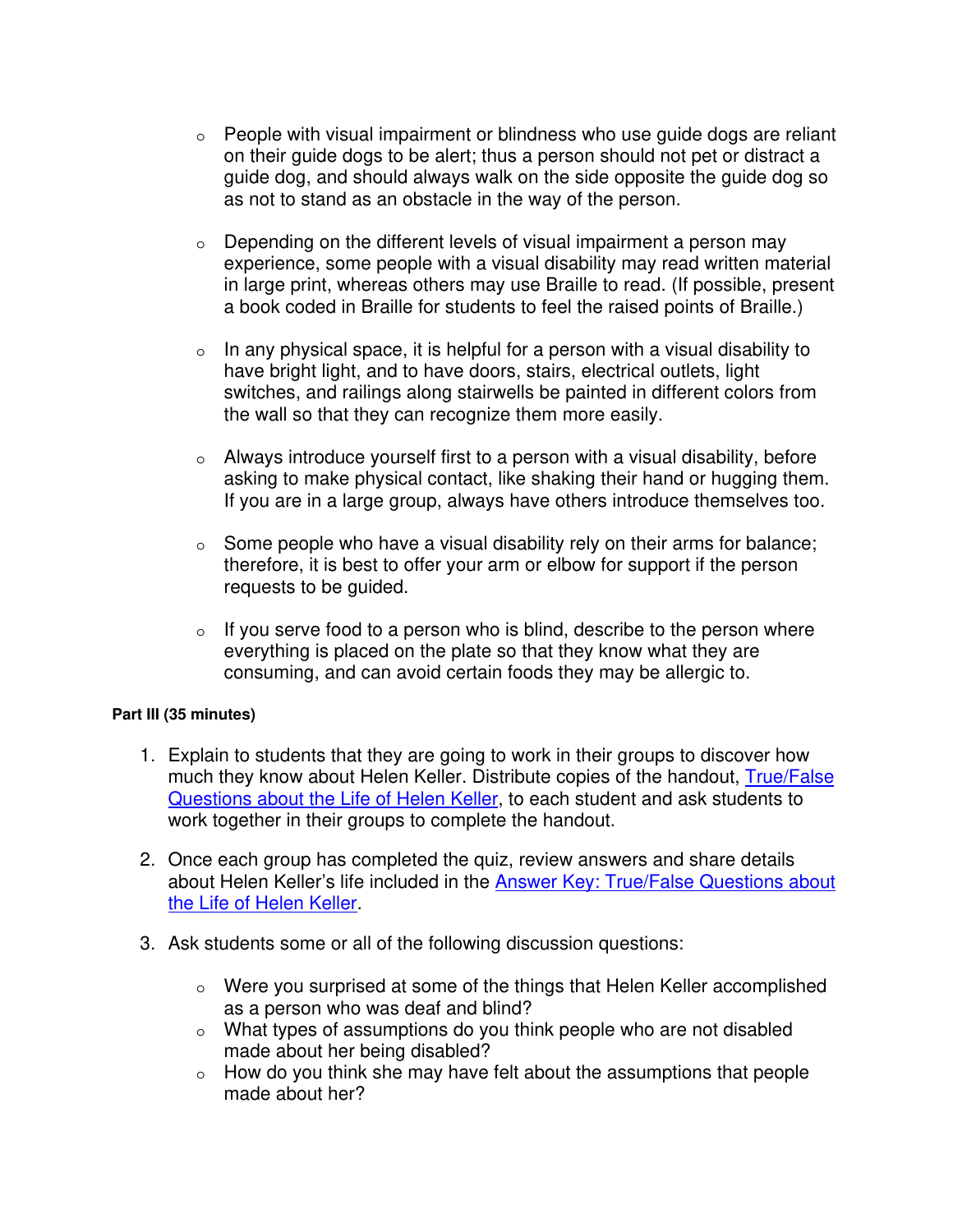- People with visual impairment or blindness who use guide dogs are reliant on their guide dogs to be alert; thus a person should not pet or distract a guide dog, and should always walk on the side opposite the guide dog so as not to stand as an obstacle in the way of the person.

- Depending on the different levels of visual impairment a person may experience, some people with a visual disability may read written material in large print, whereas others may use Braille to read. (If possible, present a book coded in Braille for students to feel the raised points of Braille.)

- In any physical space, it is helpful for a person with a visual disability to have bright light, and to have doors, stairs, electrical outlets, light switches, and railings along stairwells be painted in different colors from the wall so that they can recognize them more easily.

- Always introduce yourself first to a person with a visual disability, before asking to make physical contact, like shaking their hand or hugging them. If you are in a large group, always have others introduce themselves too.

- Some people who have a visual disability rely on their arms for balance; therefore, it is best to offer your arm or elbow for support if the person requests to be guided.

- If you serve food to a person who is blind, describe to the person where everything is placed on the plate so that they know what they are consuming, and can avoid certain foods they may be allergic to.

**Part III (35 minutes)**

1. Explain to students that they are going to work in their groups to discover how much they know about Helen Keller. Distribute copies of the handout, True/False Questions about the Life of Helen Keller, to each student and ask students to work together in their groups to complete the handout.

2. Once each group has completed the quiz, review answers and share details about Helen Keller's life included in the Answer Key: True/False Questions about the Life of Helen Keller.

3. Ask students some or all of the following discussion questions:

   - Were you surprised at some of the things that Helen Keller accomplished as a person who was deaf and blind?
   - What types of assumptions do you think people who are not disabled made about her being disabled?
   - How do you think she may have felt about the assumptions that people made about her?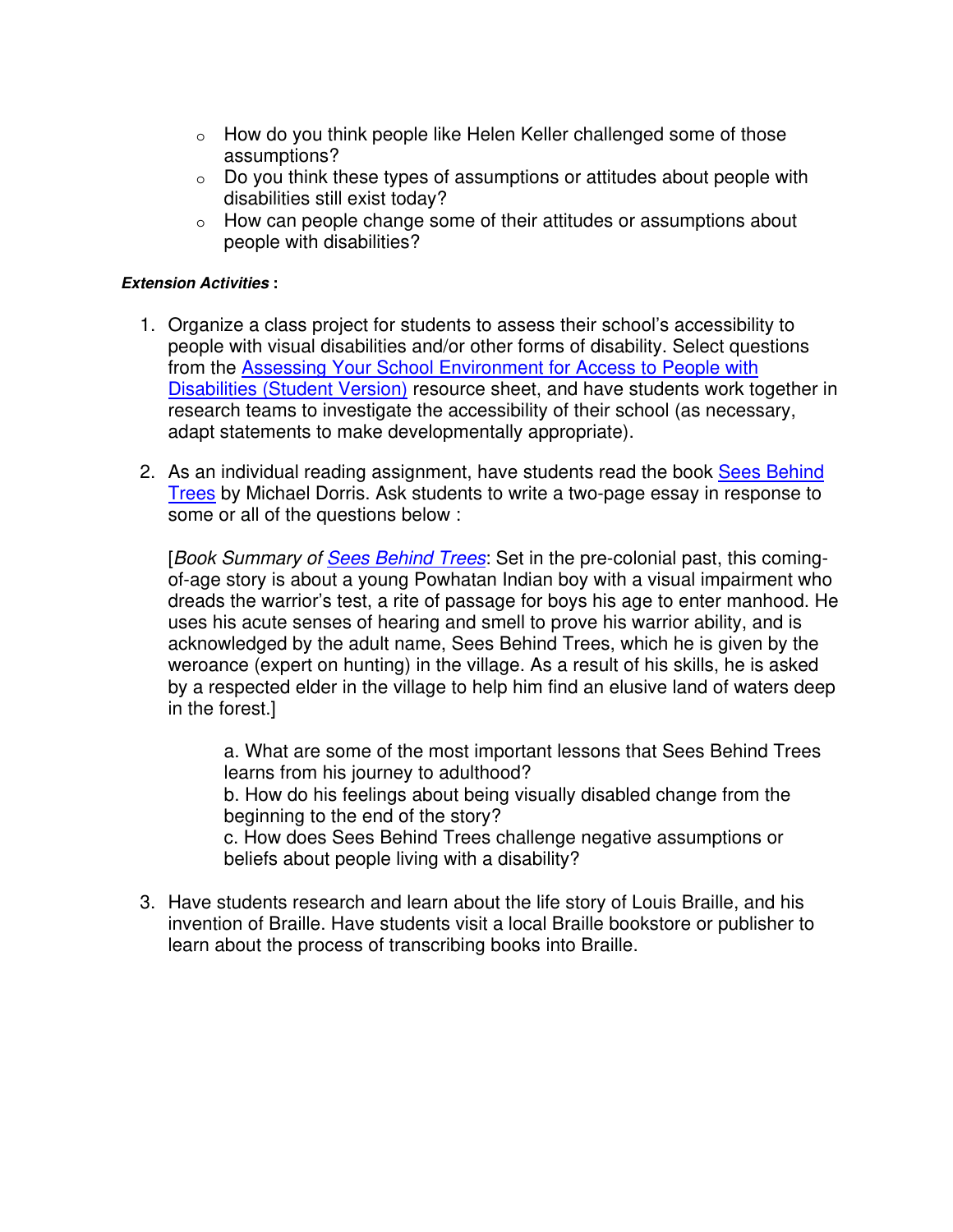- How do you think people like Helen Keller challenged some of those assumptions?
- Do you think these types of assumptions or attitudes about people with disabilities still exist today?
- How can people change some of their attitudes or assumptions about people with disabilities?

***Extension Activities*** **:**

1. Organize a class project for students to assess their school's accessibility to people with visual disabilities and/or other forms of disability. Select questions from the Assessing Your School Environment for Access to People with Disabilities (Student Version) resource sheet, and have students work together in research teams to investigate the accessibility of their school (as necessary, adapt statements to make developmentally appropriate).

2. As an individual reading assignment, have students read the book Sees Behind Trees by Michael Dorris. Ask students to write a two-page essay in response to some or all of the questions below :

   [*Book Summary of Sees Behind Trees*: Set in the pre-colonial past, this coming-of-age story is about a young Powhatan Indian boy with a visual impairment who dreads the warrior's test, a rite of passage for boys his age to enter manhood. He uses his acute senses of hearing and smell to prove his warrior ability, and is acknowledged by the adult name, Sees Behind Trees, which he is given by the weroance (expert on hunting) in the village. As a result of his skills, he is asked by a respected elder in the village to help him find an elusive land of waters deep in the forest.]

   a. What are some of the most important lessons that Sees Behind Trees learns from his journey to adulthood?
   b. How do his feelings about being visually disabled change from the beginning to the end of the story?
   c. How does Sees Behind Trees challenge negative assumptions or beliefs about people living with a disability?

3. Have students research and learn about the life story of Louis Braille, and his invention of Braille. Have students visit a local Braille bookstore or publisher to learn about the process of transcribing books into Braille.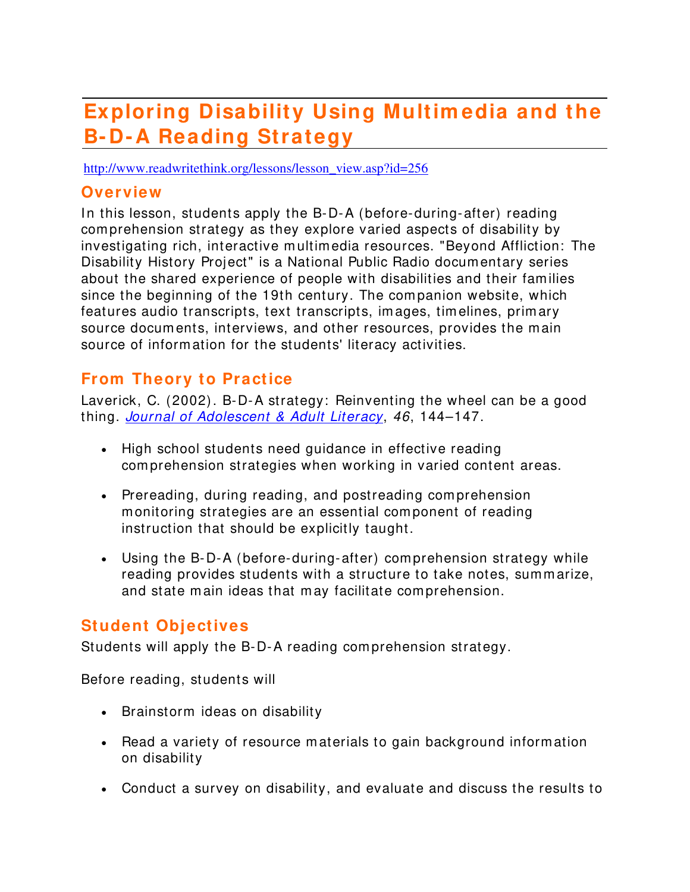# Exploring Disability Using Multimedia and the B-D-A Reading Strategy

http://www.readwritethink.org/lessons/lesson_view.asp?id=256

## Overview

In this lesson, students apply the B-D-A (before-during-after) reading comprehension strategy as they explore varied aspects of disability by investigating rich, interactive multimedia resources. "Beyond Affliction: The Disability History Project" is a National Public Radio documentary series about the shared experience of people with disabilities and their families since the beginning of the 19th century. The companion website, which features audio transcripts, text transcripts, images, timelines, primary source documents, interviews, and other resources, provides the main source of information for the students' literacy activities.

## From Theory to Practice

Laverick, C. (2002). B-D-A strategy: Reinventing the wheel can be a good thing. *Journal of Adolescent & Adult Literacy*, *46*, 144–147.

- High school students need guidance in effective reading comprehension strategies when working in varied content areas.
- Prereading, during reading, and postreading comprehension monitoring strategies are an essential component of reading instruction that should be explicitly taught.
- Using the B-D-A (before-during-after) comprehension strategy while reading provides students with a structure to take notes, summarize, and state main ideas that may facilitate comprehension.

## Student Objectives

Students will apply the B-D-A reading comprehension strategy.

Before reading, students will

- Brainstorm ideas on disability
- Read a variety of resource materials to gain background information on disability
- Conduct a survey on disability, and evaluate and discuss the results to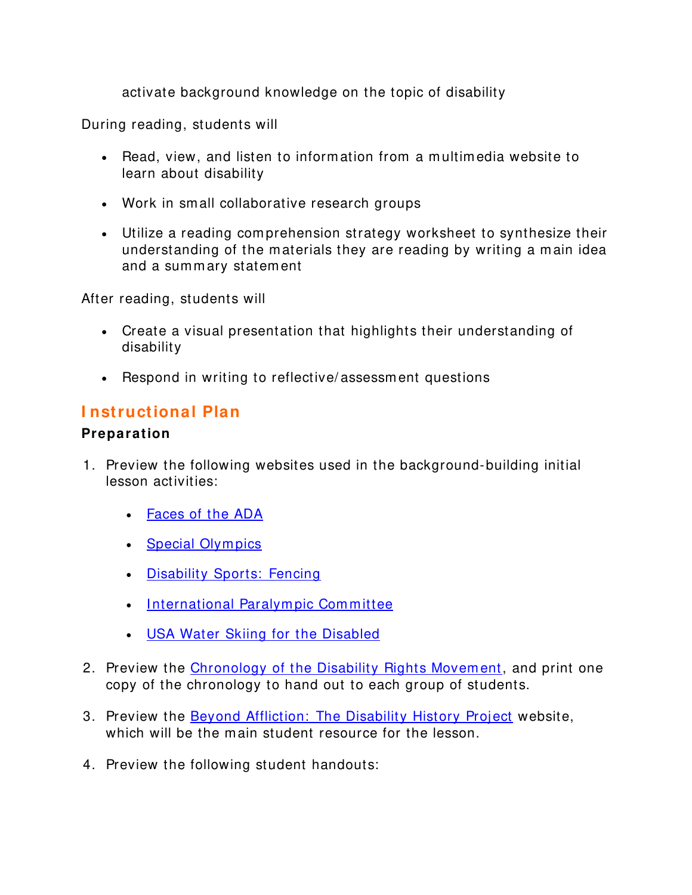activate background knowledge on the topic of disability

During reading, students will

- Read, view, and listen to information from a multimedia website to learn about disability
- Work in small collaborative research groups
- Utilize a reading comprehension strategy worksheet to synthesize their understanding of the materials they are reading by writing a main idea and a summary statement

After reading, students will

- Create a visual presentation that highlights their understanding of disability
- Respond in writing to reflective/assessment questions

## Instructional Plan

### Preparation

1. Preview the following websites used in the background-building initial lesson activities:
   - Faces of the ADA
   - Special Olympics
   - Disability Sports: Fencing
   - International Paralympic Committee
   - USA Water Skiing for the Disabled
2. Preview the Chronology of the Disability Rights Movement, and print one copy of the chronology to hand out to each group of students.
3. Preview the Beyond Affliction: The Disability History Project website, which will be the main student resource for the lesson.
4. Preview the following student handouts: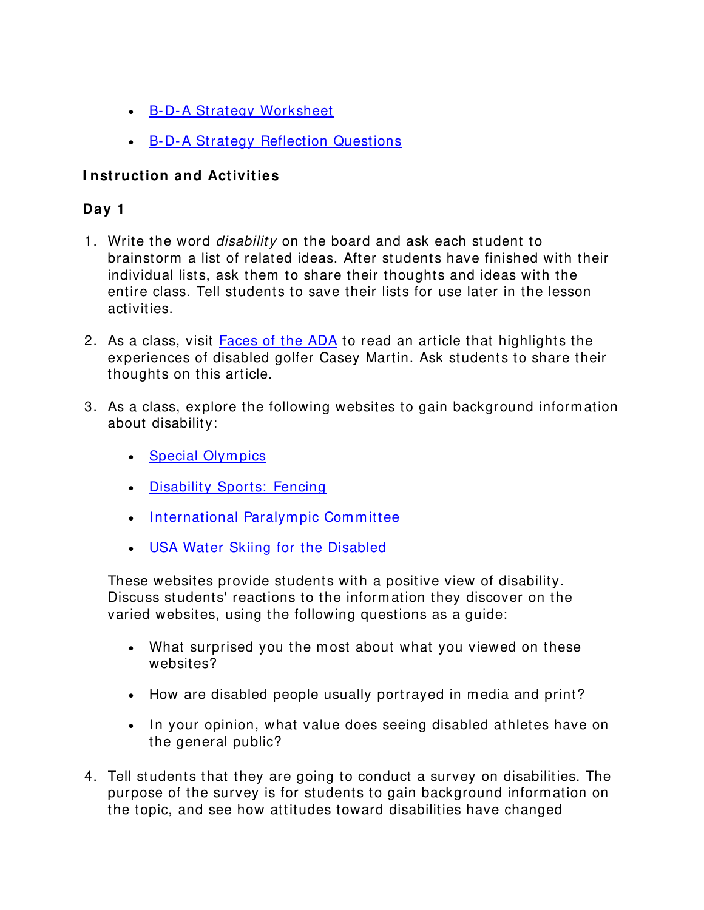- B-D-A Strategy Worksheet
- B-D-A Strategy Reflection Questions

### Instruction and Activities

#### Day 1

1. Write the word *disability* on the board and ask each student to brainstorm a list of related ideas. After students have finished with their individual lists, ask them to share their thoughts and ideas with the entire class. Tell students to save their lists for use later in the lesson activities.

2. As a class, visit Faces of the ADA to read an article that highlights the experiences of disabled golfer Casey Martin. Ask students to share their thoughts on this article.

3. As a class, explore the following websites to gain background information about disability:

   - Special Olympics
   - Disability Sports: Fencing
   - International Paralympic Committee
   - USA Water Skiing for the Disabled

   These websites provide students with a positive view of disability. Discuss students' reactions to the information they discover on the varied websites, using the following questions as a guide:

   - What surprised you the most about what you viewed on these websites?
   - How are disabled people usually portrayed in media and print?
   - In your opinion, what value does seeing disabled athletes have on the general public?

4. Tell students that they are going to conduct a survey on disabilities. The purpose of the survey is for students to gain background information on the topic, and see how attitudes toward disabilities have changed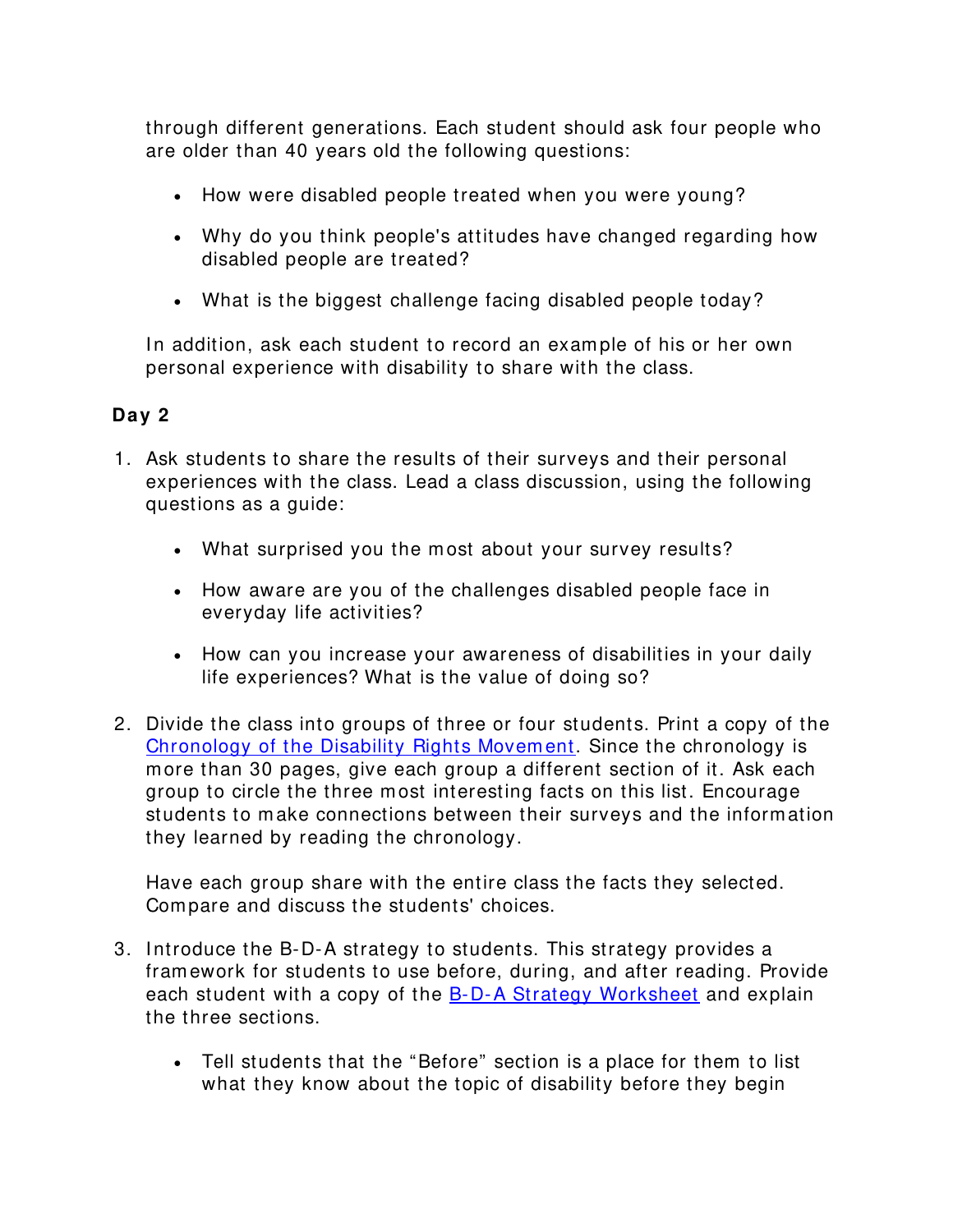through different generations. Each student should ask four people who are older than 40 years old the following questions:

- How were disabled people treated when you were young?
- Why do you think people's attitudes have changed regarding how disabled people are treated?
- What is the biggest challenge facing disabled people today?

In addition, ask each student to record an example of his or her own personal experience with disability to share with the class.

**Day 2**

1. Ask students to share the results of their surveys and their personal experiences with the class. Lead a class discussion, using the following questions as a guide:
   - What surprised you the most about your survey results?
   - How aware are you of the challenges disabled people face in everyday life activities?
   - How can you increase your awareness of disabilities in your daily life experiences? What is the value of doing so?

2. Divide the class into groups of three or four students. Print a copy of the Chronology of the Disability Rights Movement. Since the chronology is more than 30 pages, give each group a different section of it. Ask each group to circle the three most interesting facts on this list. Encourage students to make connections between their surveys and the information they learned by reading the chronology.

   Have each group share with the entire class the facts they selected. Compare and discuss the students' choices.

3. Introduce the B-D-A strategy to students. This strategy provides a framework for students to use before, during, and after reading. Provide each student with a copy of the B-D-A Strategy Worksheet and explain the three sections.
   - Tell students that the “Before” section is a place for them to list what they know about the topic of disability before they begin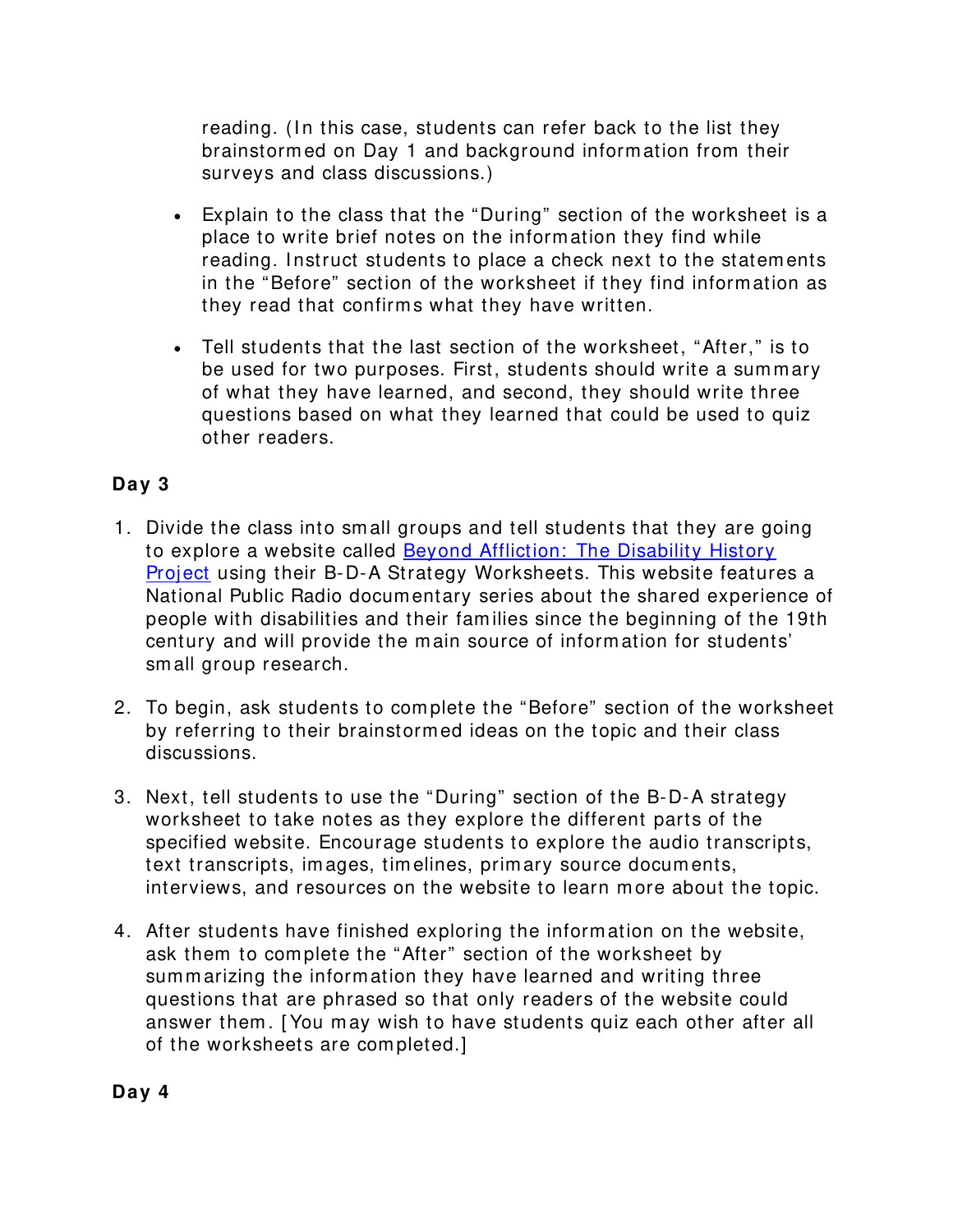reading. (In this case, students can refer back to the list they brainstormed on Day 1 and background information from their surveys and class discussions.)

- Explain to the class that the "During" section of the worksheet is a place to write brief notes on the information they find while reading. Instruct students to place a check next to the statements in the "Before" section of the worksheet if they find information as they read that confirms what they have written.
- Tell students that the last section of the worksheet, "After," is to be used for two purposes. First, students should write a summary of what they have learned, and second, they should write three questions based on what they learned that could be used to quiz other readers.

**Day 3**

1. Divide the class into small groups and tell students that they are going to explore a website called Beyond Affliction: The Disability History Project using their B-D-A Strategy Worksheets. This website features a National Public Radio documentary series about the shared experience of people with disabilities and their families since the beginning of the 19th century and will provide the main source of information for students' small group research.
2. To begin, ask students to complete the "Before" section of the worksheet by referring to their brainstormed ideas on the topic and their class discussions.
3. Next, tell students to use the "During" section of the B-D-A strategy worksheet to take notes as they explore the different parts of the specified website. Encourage students to explore the audio transcripts, text transcripts, images, timelines, primary source documents, interviews, and resources on the website to learn more about the topic.
4. After students have finished exploring the information on the website, ask them to complete the "After" section of the worksheet by summarizing the information they have learned and writing three questions that are phrased so that only readers of the website could answer them. [You may wish to have students quiz each other after all of the worksheets are completed.]

**Day 4**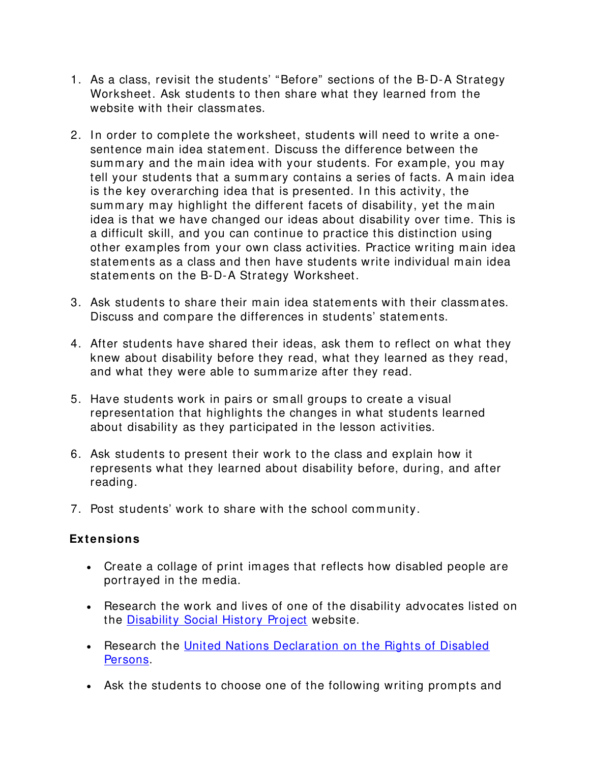1. As a class, revisit the students' "Before" sections of the B-D-A Strategy Worksheet. Ask students to then share what they learned from the website with their classmates.

2. In order to complete the worksheet, students will need to write a one-sentence main idea statement. Discuss the difference between the summary and the main idea with your students. For example, you may tell your students that a summary contains a series of facts. A main idea is the key overarching idea that is presented. In this activity, the summary may highlight the different facets of disability, yet the main idea is that we have changed our ideas about disability over time. This is a difficult skill, and you can continue to practice this distinction using other examples from your own class activities. Practice writing main idea statements as a class and then have students write individual main idea statements on the B-D-A Strategy Worksheet.

3. Ask students to share their main idea statements with their classmates. Discuss and compare the differences in students' statements.

4. After students have shared their ideas, ask them to reflect on what they knew about disability before they read, what they learned as they read, and what they were able to summarize after they read.

5. Have students work in pairs or small groups to create a visual representation that highlights the changes in what students learned about disability as they participated in the lesson activities.

6. Ask students to present their work to the class and explain how it represents what they learned about disability before, during, and after reading.

7. Post students' work to share with the school community.

**Extensions**

- Create a collage of print images that reflects how disabled people are portrayed in the media.

- Research the work and lives of one of the disability advocates listed on the Disability Social History Project website.

- Research the United Nations Declaration on the Rights of Disabled Persons.

- Ask the students to choose one of the following writing prompts and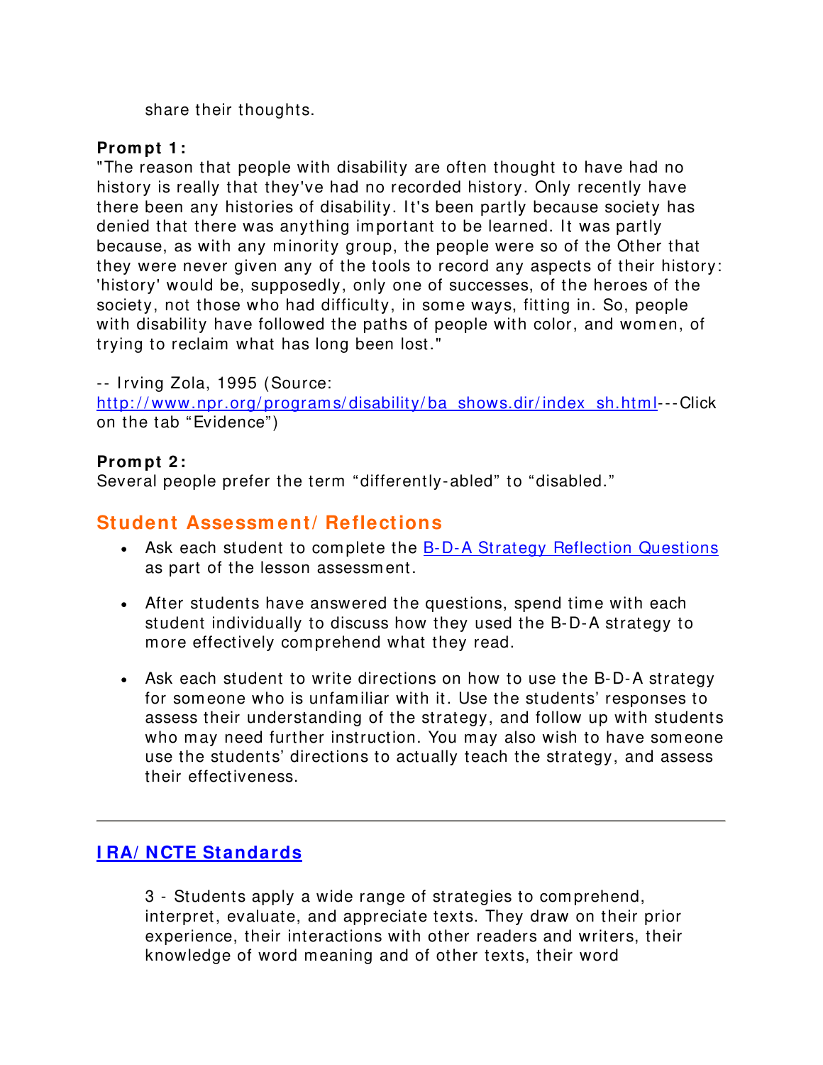share their thoughts.

**Prompt 1:**
"The reason that people with disability are often thought to have had no history is really that they've had no recorded history. Only recently have there been any histories of disability. It's been partly because society has denied that there was anything important to be learned. It was partly because, as with any minority group, the people were so of the Other that they were never given any of the tools to record any aspects of their history: 'history' would be, supposedly, only one of successes, of the heroes of the society, not those who had difficulty, in some ways, fitting in. So, people with disability have followed the paths of people with color, and women, of trying to reclaim what has long been lost."

-- Irving Zola, 1995 (Source: http://www.npr.org/programs/disability/ba_shows.dir/index_sh.html---Click on the tab "Evidence")

**Prompt 2:**
Several people prefer the term "differently-abled" to "disabled."

## Student Assessment/Reflections

- Ask each student to complete the B-D-A Strategy Reflection Questions as part of the lesson assessment.
- After students have answered the questions, spend time with each student individually to discuss how they used the B-D-A strategy to more effectively comprehend what they read.
- Ask each student to write directions on how to use the B-D-A strategy for someone who is unfamiliar with it. Use the students' responses to assess their understanding of the strategy, and follow up with students who may need further instruction. You may also wish to have someone use the students' directions to actually teach the strategy, and assess their effectiveness.

---

## IRA/NCTE Standards

3 - Students apply a wide range of strategies to comprehend, interpret, evaluate, and appreciate texts. They draw on their prior experience, their interactions with other readers and writers, their knowledge of word meaning and of other texts, their word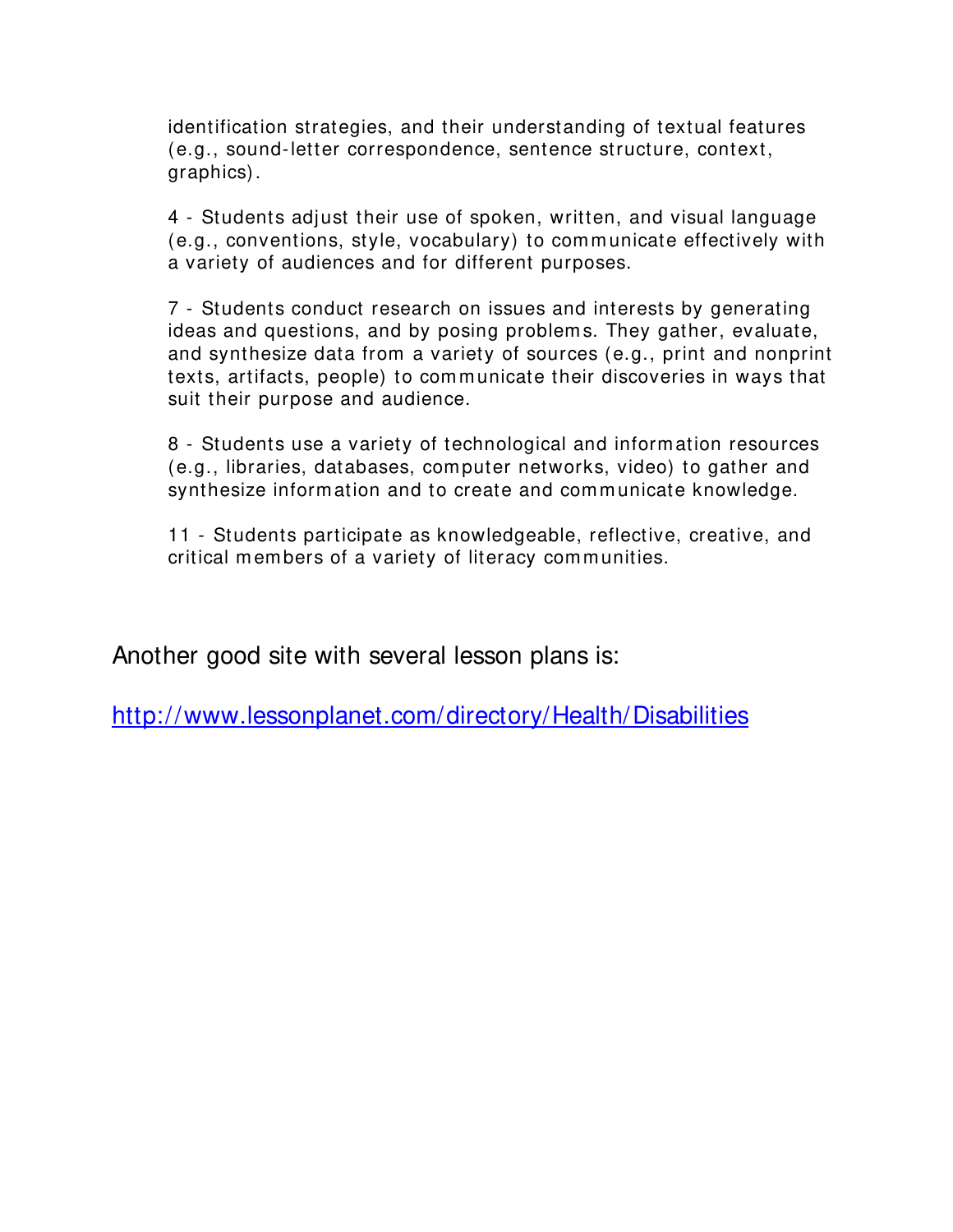identification strategies, and their understanding of textual features (e.g., sound-letter correspondence, sentence structure, context, graphics).

4 - Students adjust their use of spoken, written, and visual language (e.g., conventions, style, vocabulary) to communicate effectively with a variety of audiences and for different purposes.

7 - Students conduct research on issues and interests by generating ideas and questions, and by posing problems. They gather, evaluate, and synthesize data from a variety of sources (e.g., print and nonprint texts, artifacts, people) to communicate their discoveries in ways that suit their purpose and audience.

8 - Students use a variety of technological and information resources (e.g., libraries, databases, computer networks, video) to gather and synthesize information and to create and communicate knowledge.

11 - Students participate as knowledgeable, reflective, creative, and critical members of a variety of literacy communities.

Another good site with several lesson plans is:

http://www.lessonplanet.com/directory/Health/Disabilities